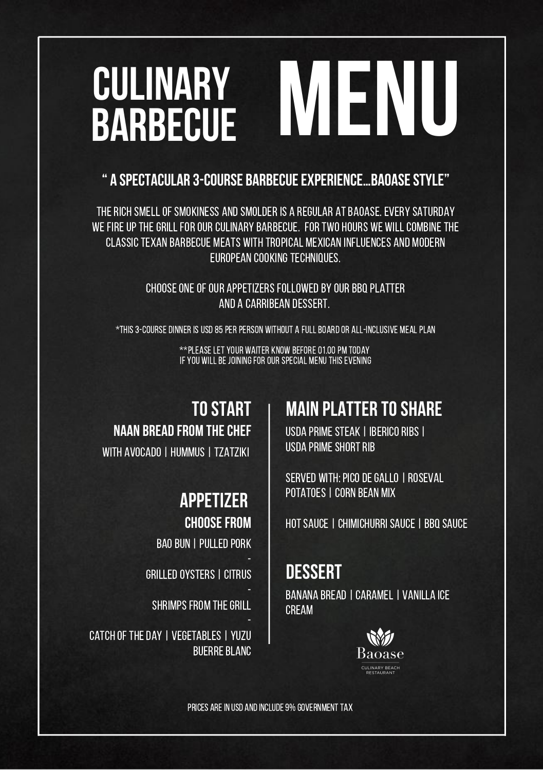# CULINARY BARBECUE MENU

## " A SPECTACULAR 3-COURSE BARBECUE EXPERIENCE...BAOASE STYLE"

THE RICH SMELL OF SMOKINESS AND SMOLDER IS A REGULAR AT BAOASE. EVERY SATURDAY WE FIRE UP THE GRILL FOR OUR CULINARY BARBECUE. FOR TWO HOURS WE WILL COMBINE THE CLASSIC TEXAN BARBECUE MEATS WITH TROPICAL MEXICAN INFLUENCES AND MODERN EUROPEAN COOKING TECHNIQUES.

CHOOSE ONE OF OUR APPETIZERS FOLLOWED BY OUR BBQ PLATTER AND A CARRIBEAN DESSERT.

*THIS 3-COURSE DINNER IS USD 85 PER PERSON WITHOUT A FULL BOARD OR ALL-INCLUSIVE MEAL PLAN

**PLEASE LET YOUR WAITER KNOW BEFORE 01.00 PM TODAY IF YOU WILL BE JOINING FOR OUR SPECIAL MENU THIS EVENING

## TO START

### NAAN BREAD FROM THE CHEF

WITH AVOCADO | HUMMUS | TZATZIKI

## APPETIZER

### CHOOSE FROM

BAO BUN | PULLED PORK

-

GRILLED OYSTERS | CITRUS

-

SHRIMPS FROM THE GRILL

-

CATCH OF THE DAY | VEGETABLES | YUZU BUERRE BLANC

## MAIN PLATTER TO SHARE

USDA PRIME STEAK | IBERICO RIBS | USDA PRIME SHORT RIB

SERVED WITH: PICO DE GALLO | ROSEVAL POTATOES | CORN BEAN MIX

HOT SAUCE | CHIMICHURRI SAUCE | BBQ SAUCE

## DESSERT

BANANA BREAD | CARAMEL | VANILLA ICE CREAM

Baoase
CULINARY BEACH RESTAURANT

PRICES ARE IN USD AND INCLUDE 9% GOVERNMENT TAX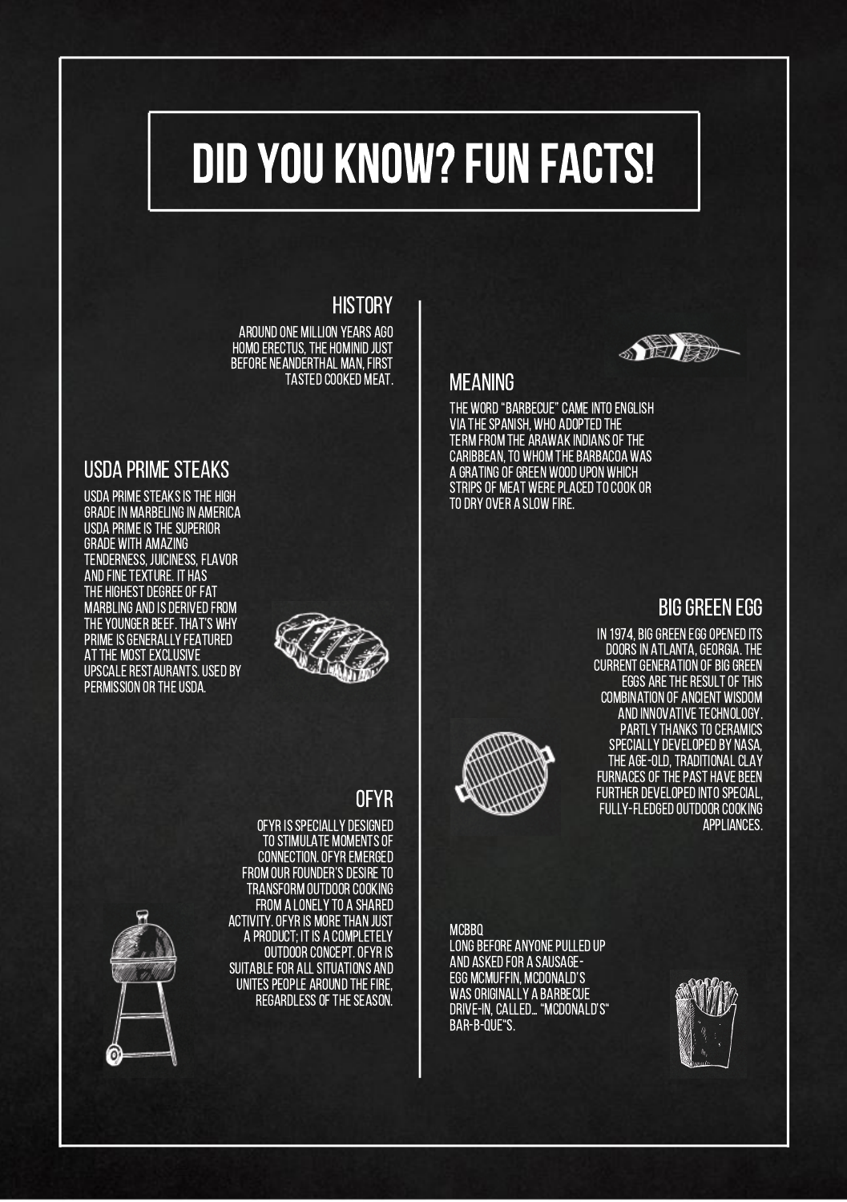# DID YOU KNOW? FUN FACTS!

## HISTORY

AROUND ONE MILLION YEARS AGO HOMO ERECTUS, THE HOMINID JUST BEFORE NEANDERTHAL MAN, FIRST TASTED COOKED MEAT.

## MEANING

THE WORD "BARBECUE" CAME INTO ENGLISH VIA THE SPANISH, WHO ADOPTED THE TERM FROM THE ARAWAK INDIANS OF THE CARIBBEAN, TO WHOM THE BARBACOA WAS A GRATING OF GREEN WOOD UPON WHICH STRIPS OF MEAT WERE PLACED TO COOK OR TO DRY OVER A SLOW FIRE.

## USDA PRIME STEAKS

USDA PRIME STEAKS IS THE HIGH GRADE IN MARBELING IN AMERICA USDA PRIME IS THE SUPERIOR GRADE WITH AMAZING TENDERNESS, JUICINESS, FLAVOR AND FINE TEXTURE. IT HAS THE HIGHEST DEGREE OF FAT MARBLING AND IS DERIVED FROM THE YOUNGER BEEF. THAT'S WHY PRIME IS GENERALLY FEATURED AT THE MOST EXCLUSIVE UPSCALE RESTAURANTS. USED BY PERMISSION OR THE USDA.

## BIG GREEN EGG

IN 1974, BIG GREEN EGG OPENED ITS DOORS IN ATLANTA, GEORGIA. THE CURRENT GENERATION OF BIG GREEN EGGS ARE THE RESULT OF THIS COMBINATION OF ANCIENT WISDOM AND INNOVATIVE TECHNOLOGY. PARTLY THANKS TO CERAMICS SPECIALLY DEVELOPED BY NASA, THE AGE-OLD, TRADITIONAL CLAY FURNACES OF THE PAST HAVE BEEN FURTHER DEVELOPED INTO SPECIAL, FULLY-FLEDGED OUTDOOR COOKING APPLIANCES.

## OFYR

OFYR IS SPECIALLY DESIGNED TO STIMULATE MOMENTS OF CONNECTION. OFYR EMERGED FROM OUR FOUNDER'S DESIRE TO TRANSFORM OUTDOOR COOKING FROM A LONELY TO A SHARED ACTIVITY. OFYR IS MORE THAN JUST A PRODUCT; IT IS A COMPLETELY OUTDOOR CONCEPT. OFYR IS SUITABLE FOR ALL SITUATIONS AND UNITES PEOPLE AROUND THE FIRE, REGARDLESS OF THE SEASON.

## MCBBQ

LONG BEFORE ANYONE PULLED UP AND ASKED FOR A SAUSAGE-EGG MCMUFFIN, MCDONALD'S WAS ORIGINALLY A BARBECUE DRIVE-IN, CALLED... "MCDONALD'S" BAR-B-QUE"S.